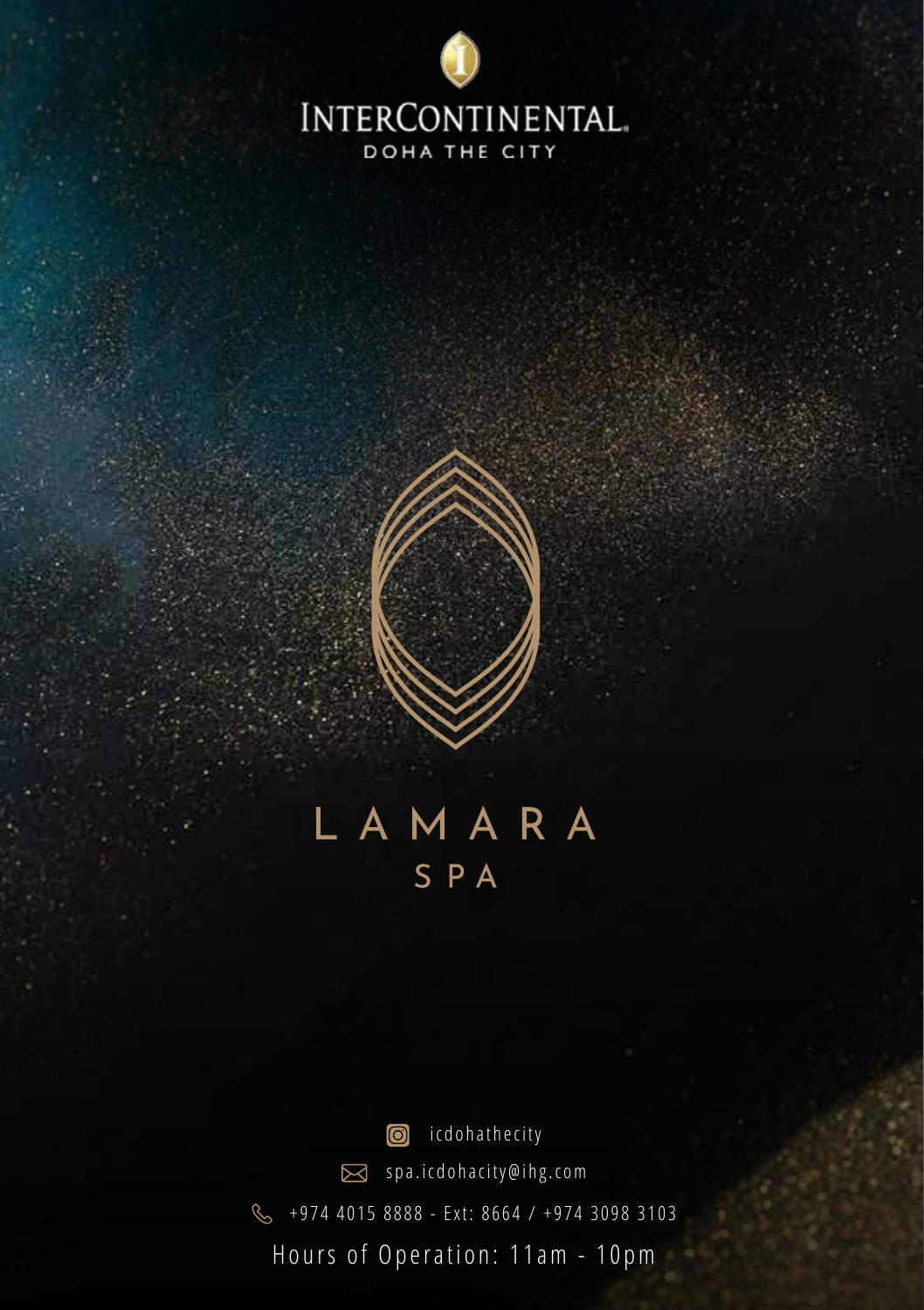INTERCONTINENTAL

DOHA THE CITY

# LAMARA

## SPA

icdohathecity

spa.icdohacity@ihg.com

+974 4015 8888 - Ext: 8664 / +974 3098 3103

Hours of Operation: 11am - 10pm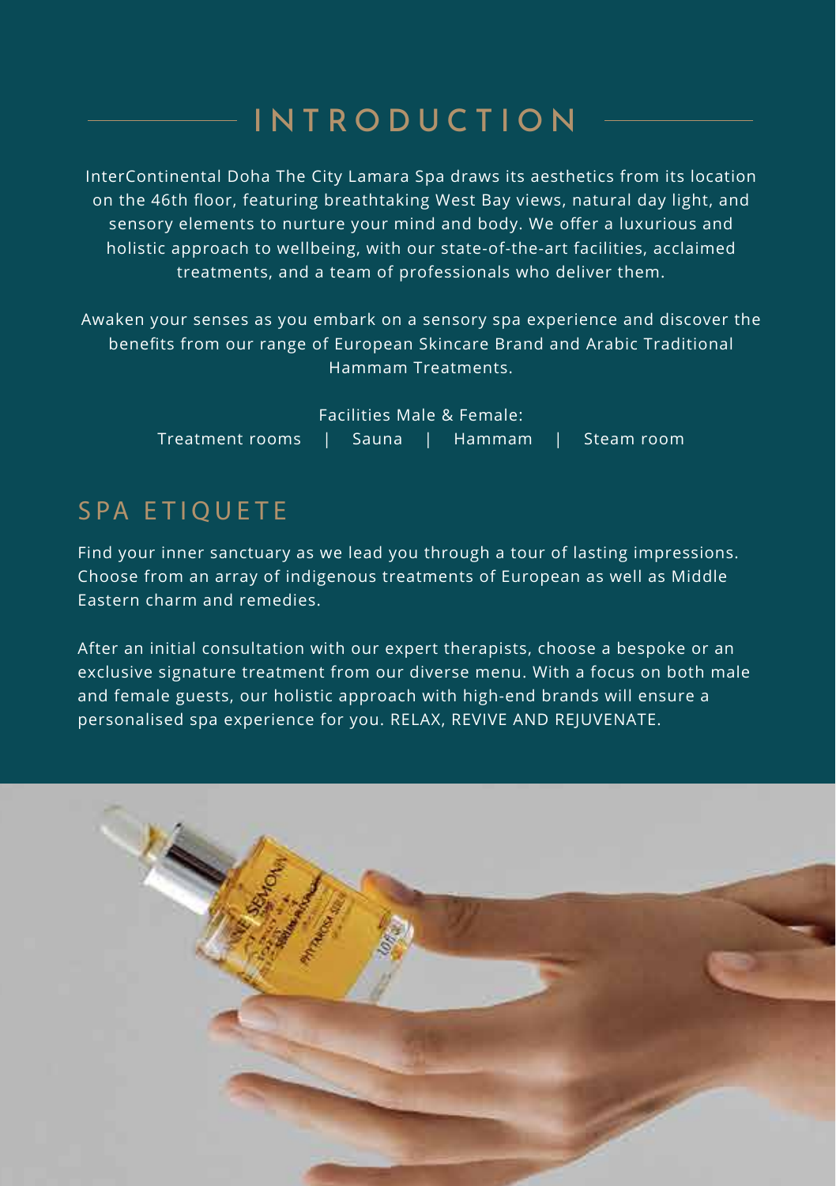# INTRODUCTION

InterContinental Doha The City Lamara Spa draws its aesthetics from its location on the 46th floor, featuring breathtaking West Bay views, natural day light, and sensory elements to nurture your mind and body. We offer a luxurious and holistic approach to wellbeing, with our state-of-the-art facilities, acclaimed treatments, and a team of professionals who deliver them.

Awaken your senses as you embark on a sensory spa experience and discover the benefits from our range of European Skincare Brand and Arabic Traditional Hammam Treatments.

Facilities Male & Female:
Treatment rooms | Sauna | Hammam | Steam room

## SPA ETIQUETE

Find your inner sanctuary as we lead you through a tour of lasting impressions. Choose from an array of indigenous treatments of European as well as Middle Eastern charm and remedies.

After an initial consultation with our expert therapists, choose a bespoke or an exclusive signature treatment from our diverse menu. With a focus on both male and female guests, our holistic approach with high-end brands will ensure a personalised spa experience for you. RELAX, REVIVE AND REJUVENATE.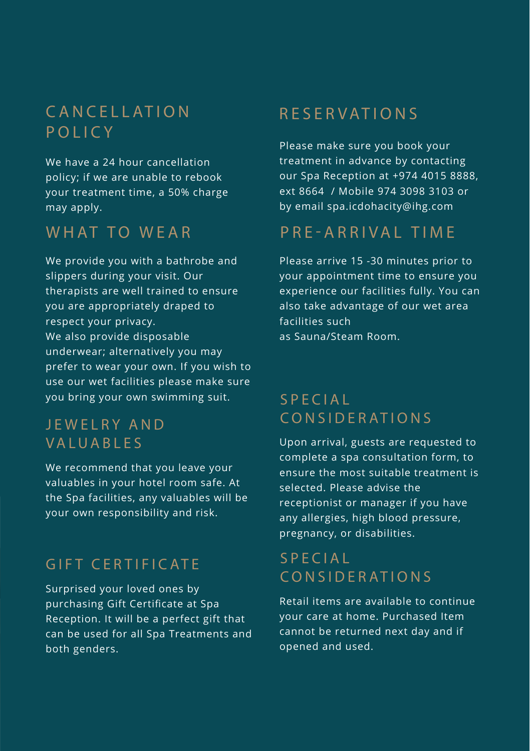## CANCELLATION POLICY

We have a 24 hour cancellation policy; if we are unable to rebook your treatment time, a 50% charge may apply.

## WHAT TO WEAR

We provide you with a bathrobe and slippers during your visit. Our therapists are well trained to ensure you are appropriately draped to respect your privacy.
We also provide disposable underwear; alternatively you may prefer to wear your own. If you wish to use our wet facilities please make sure you bring your own swimming suit.

## JEWELRY AND VALUABLES

We recommend that you leave your valuables in your hotel room safe. At the Spa facilities, any valuables will be your own responsibility and risk.

## GIFT CERTIFICATE

Surprised your loved ones by purchasing Gift Certificate at Spa Reception. It will be a perfect gift that can be used for all Spa Treatments and both genders.

## RESERVATIONS

Please make sure you book your treatment in advance by contacting our Spa Reception at +974 4015 8888, ext 8664 / Mobile 974 3098 3103 or by email spa.icdohacity@ihg.com

## PRE-ARRIVAL TIME

Please arrive 15 -30 minutes prior to your appointment time to ensure you experience our facilities fully. You can also take advantage of our wet area facilities such as Sauna/Steam Room.

## SPECIAL CONSIDERATIONS

Upon arrival, guests are requested to complete a spa consultation form, to ensure the most suitable treatment is selected. Please advise the receptionist or manager if you have any allergies, high blood pressure, pregnancy, or disabilities.

## SPECIAL CONSIDERATIONS

Retail items are available to continue your care at home. Purchased Item cannot be returned next day and if opened and used.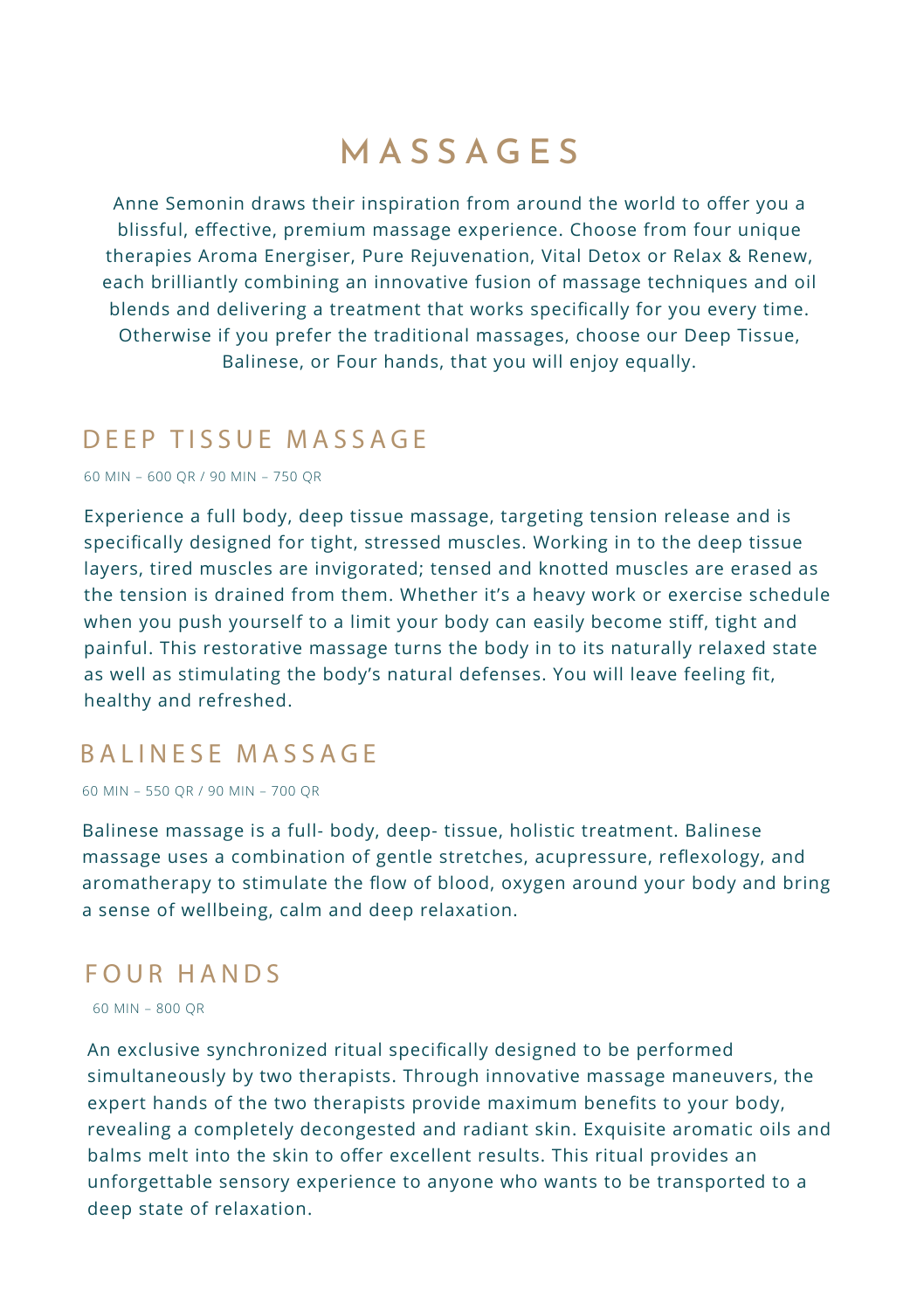# MASSAGES

Anne Semonin draws their inspiration from around the world to offer you a blissful, effective, premium massage experience. Choose from four unique therapies Aroma Energiser, Pure Rejuvenation, Vital Detox or Relax & Renew, each brilliantly combining an innovative fusion of massage techniques and oil blends and delivering a treatment that works specifically for you every time. Otherwise if you prefer the traditional massages, choose our Deep Tissue, Balinese, or Four hands, that you will enjoy equally.

## DEEP TISSUE MASSAGE

60 MIN – 600 QR / 90 MIN – 750 QR

Experience a full body, deep tissue massage, targeting tension release and is specifically designed for tight, stressed muscles. Working in to the deep tissue layers, tired muscles are invigorated; tensed and knotted muscles are erased as the tension is drained from them. Whether it's a heavy work or exercise schedule when you push yourself to a limit your body can easily become stiff, tight and painful. This restorative massage turns the body in to its naturally relaxed state as well as stimulating the body's natural defenses. You will leave feeling fit, healthy and refreshed.

## BALINESE MASSAGE

60 MIN – 550 QR / 90 MIN – 700 QR

Balinese massage is a full- body, deep- tissue, holistic treatment. Balinese massage uses a combination of gentle stretches, acupressure, reflexology, and aromatherapy to stimulate the flow of blood, oxygen around your body and bring a sense of wellbeing, calm and deep relaxation.

## FOUR HANDS

60 MIN – 800 QR

An exclusive synchronized ritual specifically designed to be performed simultaneously by two therapists. Through innovative massage maneuvers, the expert hands of the two therapists provide maximum benefits to your body, revealing a completely decongested and radiant skin. Exquisite aromatic oils and balms melt into the skin to offer excellent results. This ritual provides an unforgettable sensory experience to anyone who wants to be transported to a deep state of relaxation.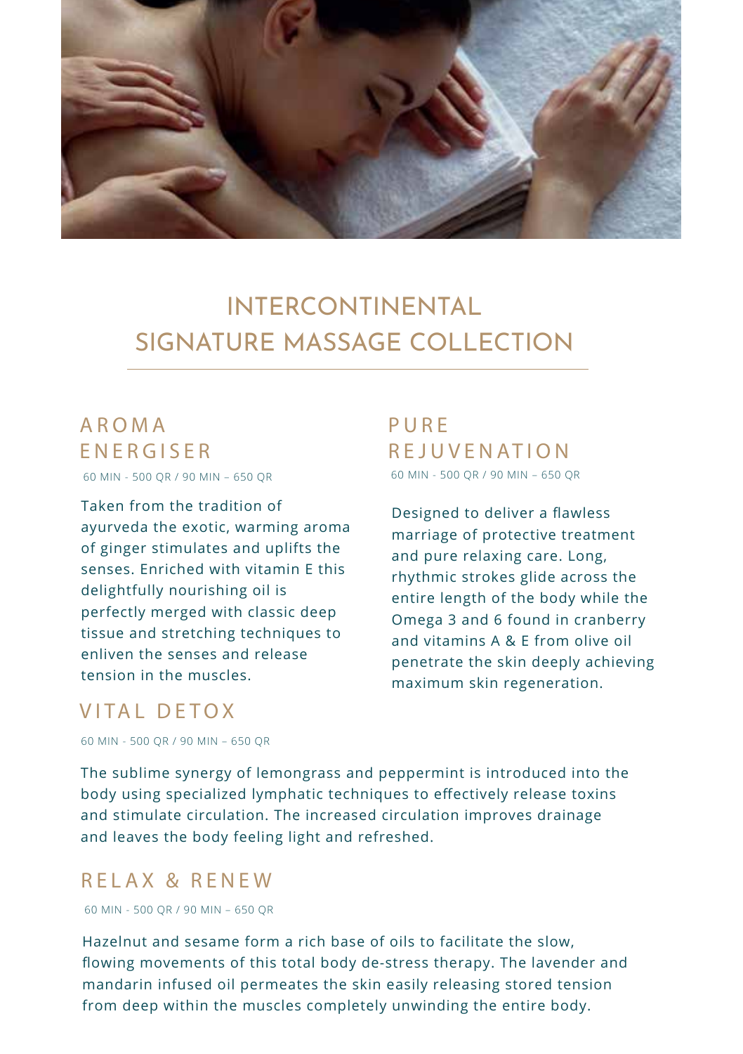# INTERCONTINENTAL SIGNATURE MASSAGE COLLECTION

## AROMA ENERGISER

60 MIN - 500 QR / 90 MIN – 650 QR

Taken from the tradition of ayurveda the exotic, warming aroma of ginger stimulates and uplifts the senses. Enriched with vitamin E this delightfully nourishing oil is perfectly merged with classic deep tissue and stretching techniques to enliven the senses and release tension in the muscles.

## PURE REJUVENATION

60 MIN - 500 QR / 90 MIN – 650 QR

Designed to deliver a flawless marriage of protective treatment and pure relaxing care. Long, rhythmic strokes glide across the entire length of the body while the Omega 3 and 6 found in cranberry and vitamins A & E from olive oil penetrate the skin deeply achieving maximum skin regeneration.

## VITAL DETOX

60 MIN - 500 QR / 90 MIN – 650 QR

The sublime synergy of lemongrass and peppermint is introduced into the body using specialized lymphatic techniques to effectively release toxins and stimulate circulation. The increased circulation improves drainage and leaves the body feeling light and refreshed.

## RELAX & RENEW

60 MIN - 500 QR / 90 MIN – 650 QR

Hazelnut and sesame form a rich base of oils to facilitate the slow, flowing movements of this total body de-stress therapy. The lavender and mandarin infused oil permeates the skin easily releasing stored tension from deep within the muscles completely unwinding the entire body.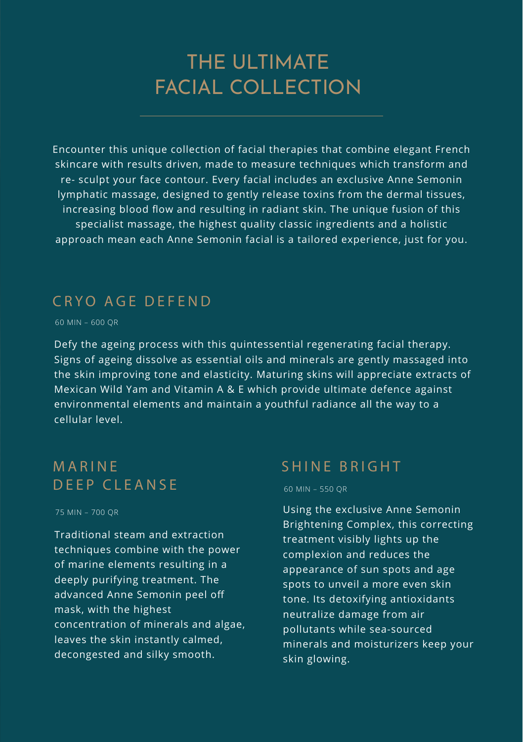# THE ULTIMATE FACIAL COLLECTION

Encounter this unique collection of facial therapies that combine elegant French skincare with results driven, made to measure techniques which transform and re- sculpt your face contour. Every facial includes an exclusive Anne Semonin lymphatic massage, designed to gently release toxins from the dermal tissues, increasing blood flow and resulting in radiant skin. The unique fusion of this specialist massage, the highest quality classic ingredients and a holistic approach mean each Anne Semonin facial is a tailored experience, just for you.

## CRYO AGE DEFEND

60 MIN – 600 QR

Defy the ageing process with this quintessential regenerating facial therapy. Signs of ageing dissolve as essential oils and minerals are gently massaged into the skin improving tone and elasticity. Maturing skins will appreciate extracts of Mexican Wild Yam and Vitamin A & E which provide ultimate defence against environmental elements and maintain a youthful radiance all the way to a cellular level.

## MARINE DEEP CLEANSE

75 MIN – 700 QR

Traditional steam and extraction techniques combine with the power of marine elements resulting in a deeply purifying treatment. The advanced Anne Semonin peel off mask, with the highest concentration of minerals and algae, leaves the skin instantly calmed, decongested and silky smooth.

## SHINE BRIGHT

60 MIN – 550 QR

Using the exclusive Anne Semonin Brightening Complex, this correcting treatment visibly lights up the complexion and reduces the appearance of sun spots and age spots to unveil a more even skin tone. Its detoxifying antioxidants neutralize damage from air pollutants while sea-sourced minerals and moisturizers keep your skin glowing.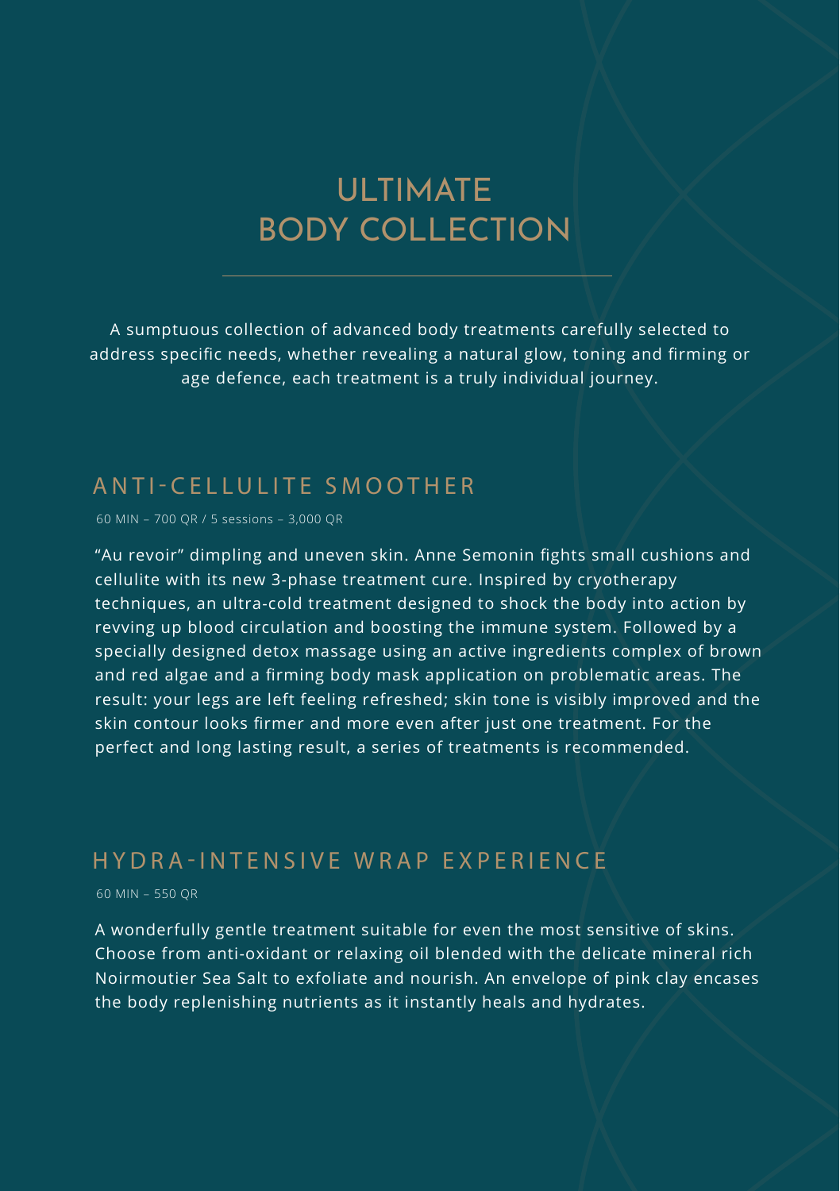# ULTIMATE BODY COLLECTION

A sumptuous collection of advanced body treatments carefully selected to address specific needs, whether revealing a natural glow, toning and firming or age defence, each treatment is a truly individual journey.

## ANTI-CELLULITE SMOOTHER

60 MIN – 700 QR / 5 sessions – 3,000 QR

“Au revoir” dimpling and uneven skin. Anne Semonin fights small cushions and cellulite with its new 3-phase treatment cure. Inspired by cryotherapy techniques, an ultra-cold treatment designed to shock the body into action by revving up blood circulation and boosting the immune system. Followed by a specially designed detox massage using an active ingredients complex of brown and red algae and a firming body mask application on problematic areas. The result: your legs are left feeling refreshed; skin tone is visibly improved and the skin contour looks firmer and more even after just one treatment. For the perfect and long lasting result, a series of treatments is recommended.

## HYDRA-INTENSIVE WRAP EXPERIENCE

60 MIN – 550 QR

A wonderfully gentle treatment suitable for even the most sensitive of skins. Choose from anti-oxidant or relaxing oil blended with the delicate mineral rich Noirmoutier Sea Salt to exfoliate and nourish. An envelope of pink clay encases the body replenishing nutrients as it instantly heals and hydrates.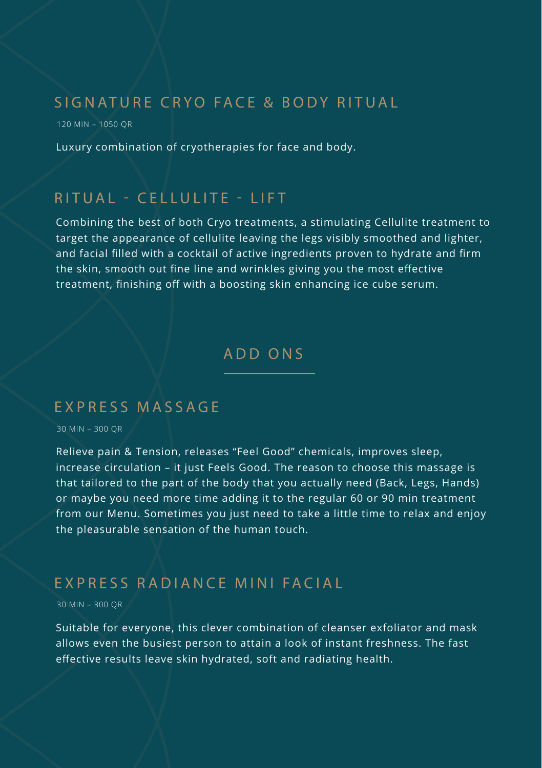## SIGNATURE CRYO FACE & BODY RITUAL

120 MIN – 1050 QR

Luxury combination of cryotherapies for face and body.

## RITUAL - CELLULITE - LIFT

Combining the best of both Cryo treatments, a stimulating Cellulite treatment to target the appearance of cellulite leaving the legs visibly smoothed and lighter, and facial filled with a cocktail of active ingredients proven to hydrate and firm the skin, smooth out fine line and wrinkles giving you the most effective treatment, finishing off with a boosting skin enhancing ice cube serum.

# ADD ONS

## EXPRESS MASSAGE

30 MIN – 300 QR

Relieve pain & Tension, releases "Feel Good" chemicals, improves sleep, increase circulation – it just Feels Good. The reason to choose this massage is that tailored to the part of the body that you actually need (Back, Legs, Hands) or maybe you need more time adding it to the regular 60 or 90 min treatment from our Menu. Sometimes you just need to take a little time to relax and enjoy the pleasurable sensation of the human touch.

## EXPRESS RADIANCE MINI FACIAL

30 MIN – 300 QR

Suitable for everyone, this clever combination of cleanser exfoliator and mask allows even the busiest person to attain a look of instant freshness. The fast effective results leave skin hydrated, soft and radiating health.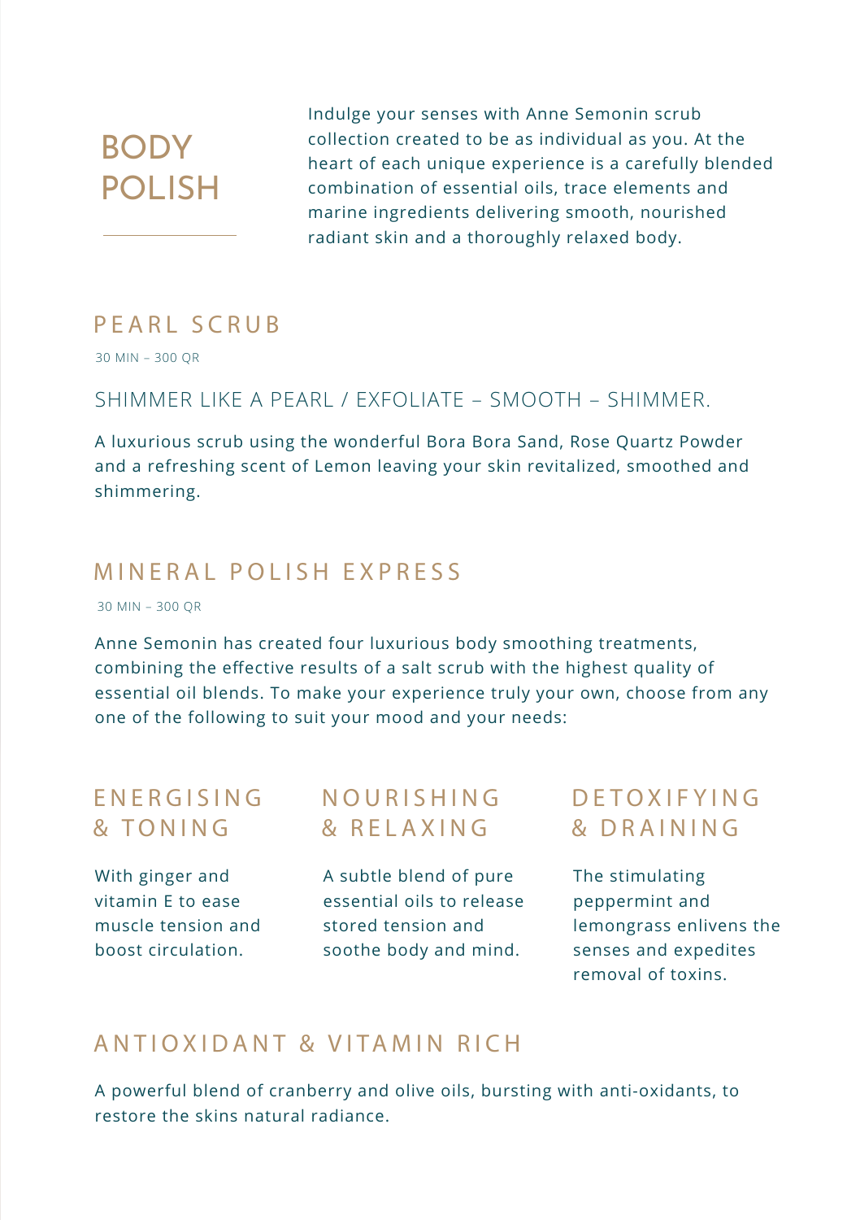# BODY POLISH

Indulge your senses with Anne Semonin scrub collection created to be as individual as you. At the heart of each unique experience is a carefully blended combination of essential oils, trace elements and marine ingredients delivering smooth, nourished radiant skin and a thoroughly relaxed body.

## PEARL SCRUB

30 MIN – 300 QR

SHIMMER LIKE A PEARL / EXFOLIATE – SMOOTH – SHIMMER.

A luxurious scrub using the wonderful Bora Bora Sand, Rose Quartz Powder and a refreshing scent of Lemon leaving your skin revitalized, smoothed and shimmering.

## MINERAL POLISH EXPRESS

30 MIN – 300 QR

Anne Semonin has created four luxurious body smoothing treatments, combining the effective results of a salt scrub with the highest quality of essential oil blends. To make your experience truly your own, choose from any one of the following to suit your mood and your needs:

### ENERGISING & TONING

With ginger and vitamin E to ease muscle tension and boost circulation.

### NOURISHING & RELAXING

A subtle blend of pure essential oils to release stored tension and soothe body and mind.

### DETOXIFYING & DRAINING

The stimulating peppermint and lemongrass enlivens the senses and expedites removal of toxins.

### ANTIOXIDANT & VITAMIN RICH

A powerful blend of cranberry and olive oils, bursting with anti-oxidants, to restore the skins natural radiance.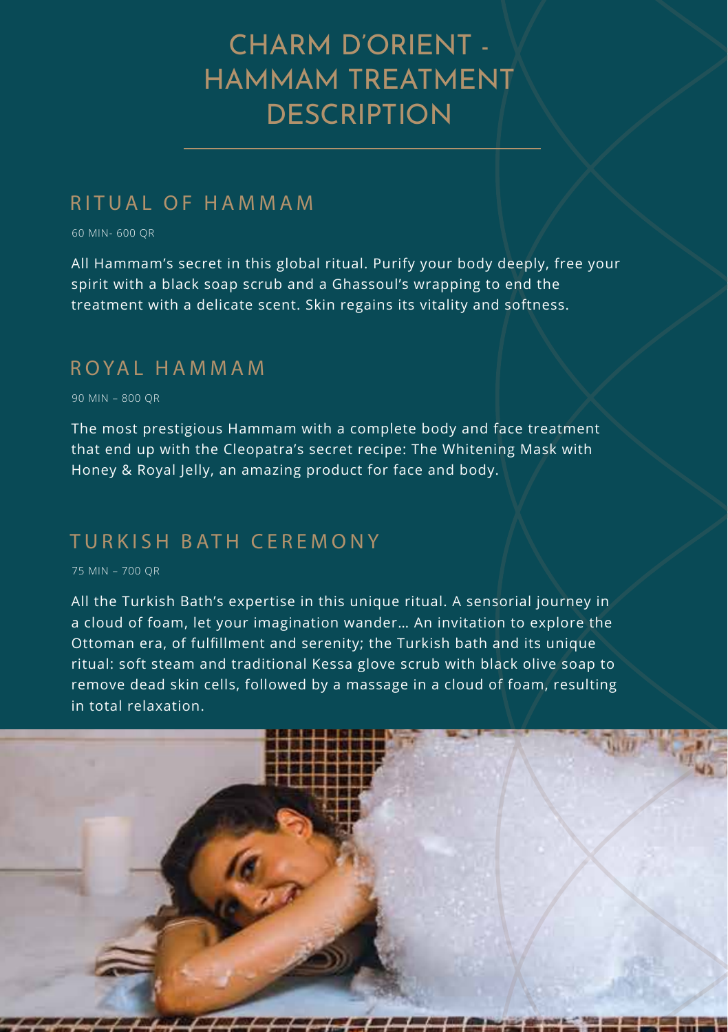# CHARM D'ORIENT - HAMMAM TREATMENT DESCRIPTION

## RITUAL OF HAMMAM

60 MIN- 600 QR

All Hammam's secret in this global ritual. Purify your body deeply, free your spirit with a black soap scrub and a Ghassoul's wrapping to end the treatment with a delicate scent. Skin regains its vitality and softness.

## ROYAL HAMMAM

90 MIN – 800 QR

The most prestigious Hammam with a complete body and face treatment that end up with the Cleopatra's secret recipe: The Whitening Mask with Honey & Royal Jelly, an amazing product for face and body.

## TURKISH BATH CEREMONY

75 MIN – 700 QR

All the Turkish Bath's expertise in this unique ritual. A sensorial journey in a cloud of foam, let your imagination wander… An invitation to explore the Ottoman era, of fulfillment and serenity; the Turkish bath and its unique ritual: soft steam and traditional Kessa glove scrub with black olive soap to remove dead skin cells, followed by a massage in a cloud of foam, resulting in total relaxation.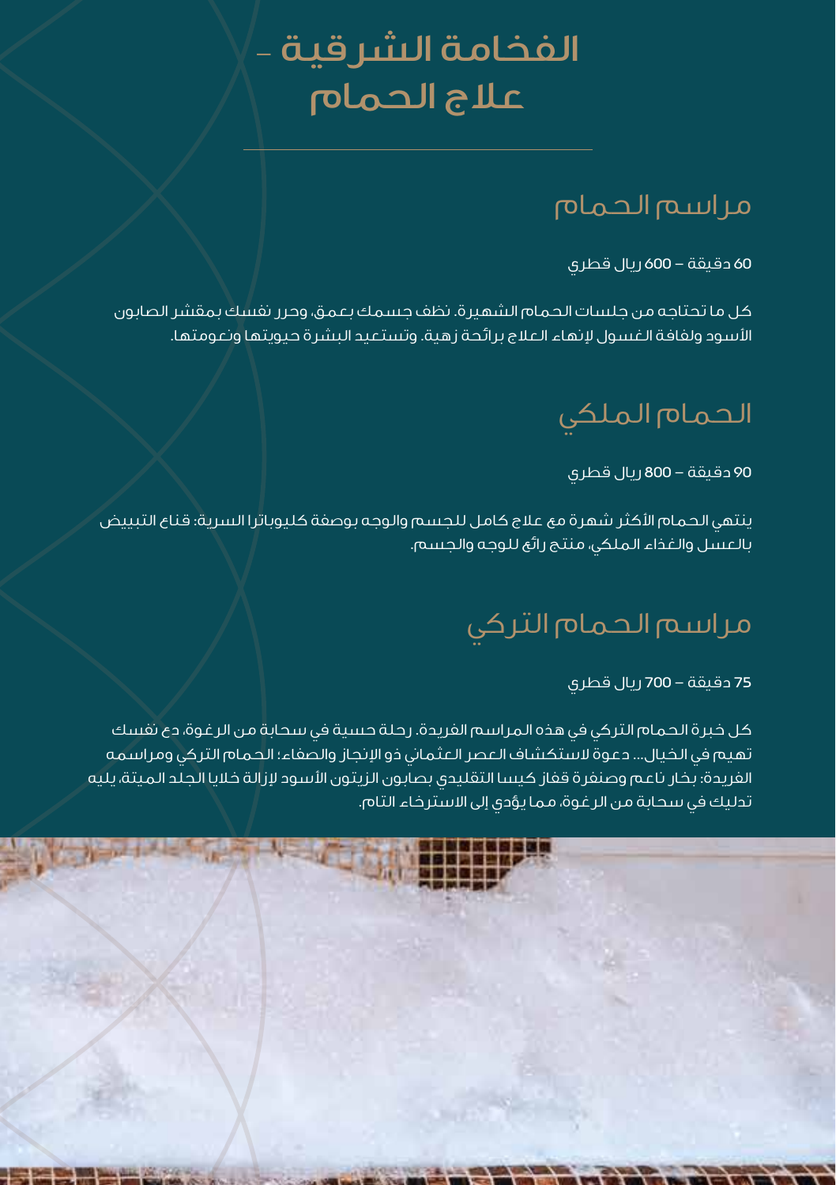# الفخامة الشرقية – علاج الحمام

## مراسم الحمام

60 دقيقة – 600 ريال قطري

كل ما تحتاجه من جلسات الحمام الشهيرة. نظف جسمك بعمق، وحرر نفسك بمقشر الصابون الأسود ولفافة الغسول لإنهاء العلاج برائحة زهية. وتستعيد البشرة حيويتها ونعومتها.

## الحمام الملكي

90 دقيقة – 800 ريال قطري

ينتهي الحمام الأكثر شهرة مع علاج كامل للجسم والوجه بوصفة كليوباترا السرية: قناع التبييض بالعسل والغذاء الملكي، منتج رائع للوجه والجسم.

## مراسم الحمام التركي

75 دقيقة – 700 ريال قطري

كل خبرة الحمام التركي في هذه المراسم الفريدة. رحلة حسية في سحابة من الرغوة، دع نفسك تهيم في الخيال... دعوة لاستكشاف العصر العثماني ذو الإنجاز والصفاء؛ الحمام التركي ومراسمه الفريدة: بخار ناعم وصنفرة قفاز كيسا التقليدي بصابون الزيتون الأسود لإزالة خلايا الجلد الميتة، يليه تدليك في سحابة من الرغوة، مما يؤدي إلى الاسترخاء التام.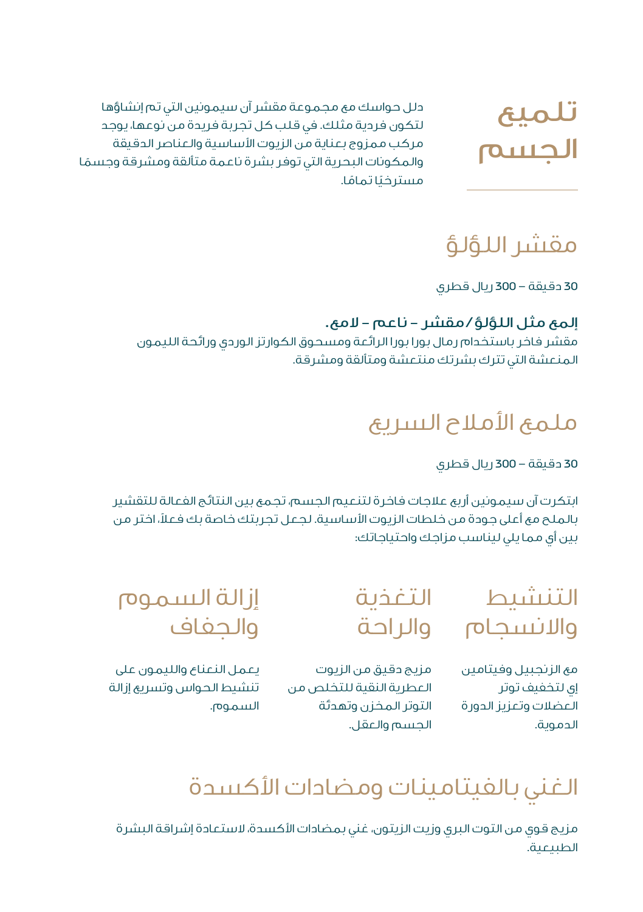# تلميع الجسم

دلل حواسك مع مجموعة مقشر آن سيمونين التي تم إنشاؤها لتكون فردية مثلك. في قلب كل تجربة فريدة من نوعها، يوجد مركب ممزوج بعناية من الزيوت الأساسية والعناصر الدقيقة والمكونات البحرية التي توفر بشرة ناعمة متألقة ومشرقة وجسمًا مسترخيًا تمامًا.

## مقشر اللؤلؤ

30 دقيقة – 300 ريال قطري

**إلمع مثل اللؤلؤ/مقشر – ناعم – لامع.**
مقشر فاخر باستخدام رمال بورا بورا الرائعة ومسحوق الكوارتز الوردي ورائحة الليمون المنعشة التي تترك بشرتك منتعشة ومتألقة ومشرقة.

## ملمع الأملاح السريع

30 دقيقة – 300 ريال قطري

ابتكرت آن سيمونين أربع علاجات فاخرة لتنعيم الجسم، تجمع بين النتائج الفعالة للتقشير بالملح مع أعلى جودة من خلطات الزيوت الأساسية. لجعل تجربتك خاصة بك فعلاً، اختر من بين أي مما يلي ليناسب مزاجك واحتياجاتك:

### التنشيط والانسجام

مع الزنجبيل وفيتامين إي لتخفيف توتر العضلات وتعزيز الدورة الدموية.

### التغذية والراحة

مزيج دقيق من الزيوت العطرية النقية للتخلص من التوتر المخزن وتهدئة الجسم والعقل.

### إزالة السموم والجفاف

يعمل النعناع والليمون على تنشيط الحواس وتسريع إزالة السموم.

### الغني بالفيتامينات ومضادات الأكسدة

مزيج قوي من التوت البري وزيت الزيتون، غني بمضادات الأكسدة، لاستعادة إشراقة البشرة الطبيعية.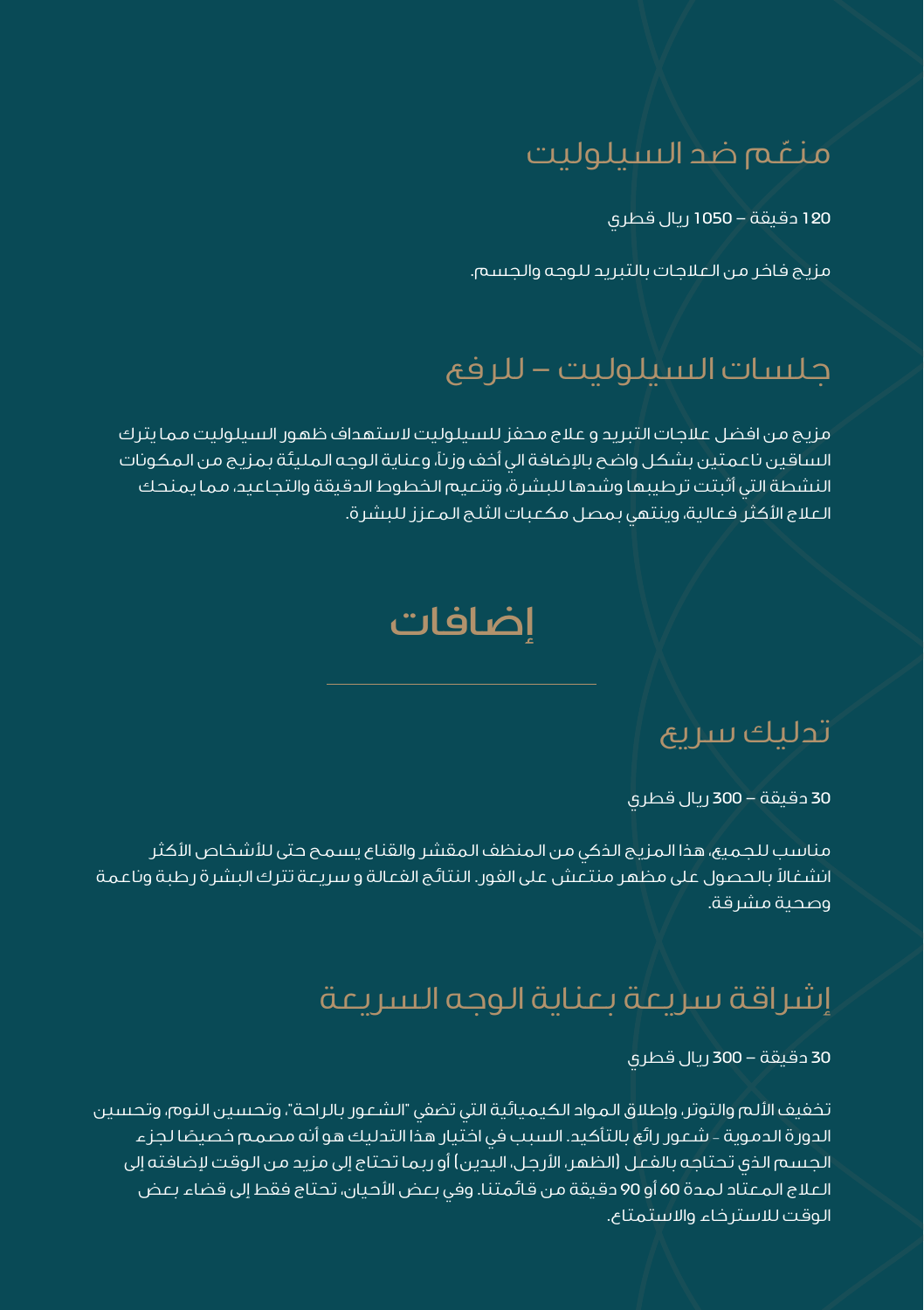## منعّم ضد السيلوليت

120 دقيقة – 1050 ريال قطري

مزيج فاخر من العلاجات بالتبريد للوجه والجسم.

## جلسات السيلوليت – للرفع

مزيج من افضل علاجات التبريد و علاج محفز للسيلوليت لاستهداف ظهور السيلوليت مما يترك الساقين ناعمتين بشكل واضح بالإضافة الي أخف وزناً، وعناية الوجه المليئة بمزيج من المكونات النشطة التي أثبتت ترطيبها وشدها للبشرة، وتنعيم الخطوط الدقيقة والتجاعيد، مما يمنحك العلاج الأكثر فعالية، وينتهي بمصل مكعبات الثلج المعزز للبشرة.

# إضافات

---

## تدليك سريع

30 دقيقة – 300 ريال قطري

مناسب للجميع، هذا المزيج الذكي من المنظف المقشر والقناع يسمح حتى للأشخاص الأكثر انشغالاً بالحصول على مظهر منتعش على الفور. النتائج الفعالة و سريعة تترك البشرة رطبة وناعمة وصحية مشرقة.

## إشراقة سريعة بعناية الوجه السريعة

30 دقيقة – 300 ريال قطري

تخفيف الألم والتوتر، وإطلاق المواد الكيميائية التي تضفي "الشعور بالراحة"، وتحسين النوم، وتحسين الدورة الدموية - شعور رائع بالتأكيد. السبب في اختيار هذا التدليك هو أنه مصمم خصيصًا لجزء الجسم الذي تحتاجه بالفعل (الظهر، الأرجل، اليدين) أو ربما تحتاج إلى مزيد من الوقت لإضافته إلى العلاج المعتاد لمدة 60 أو 90 دقيقة من قائمتنا. وفي بعض الأحيان، تحتاج فقط إلى قضاء بعض الوقت للاسترخاء والاستمتاع.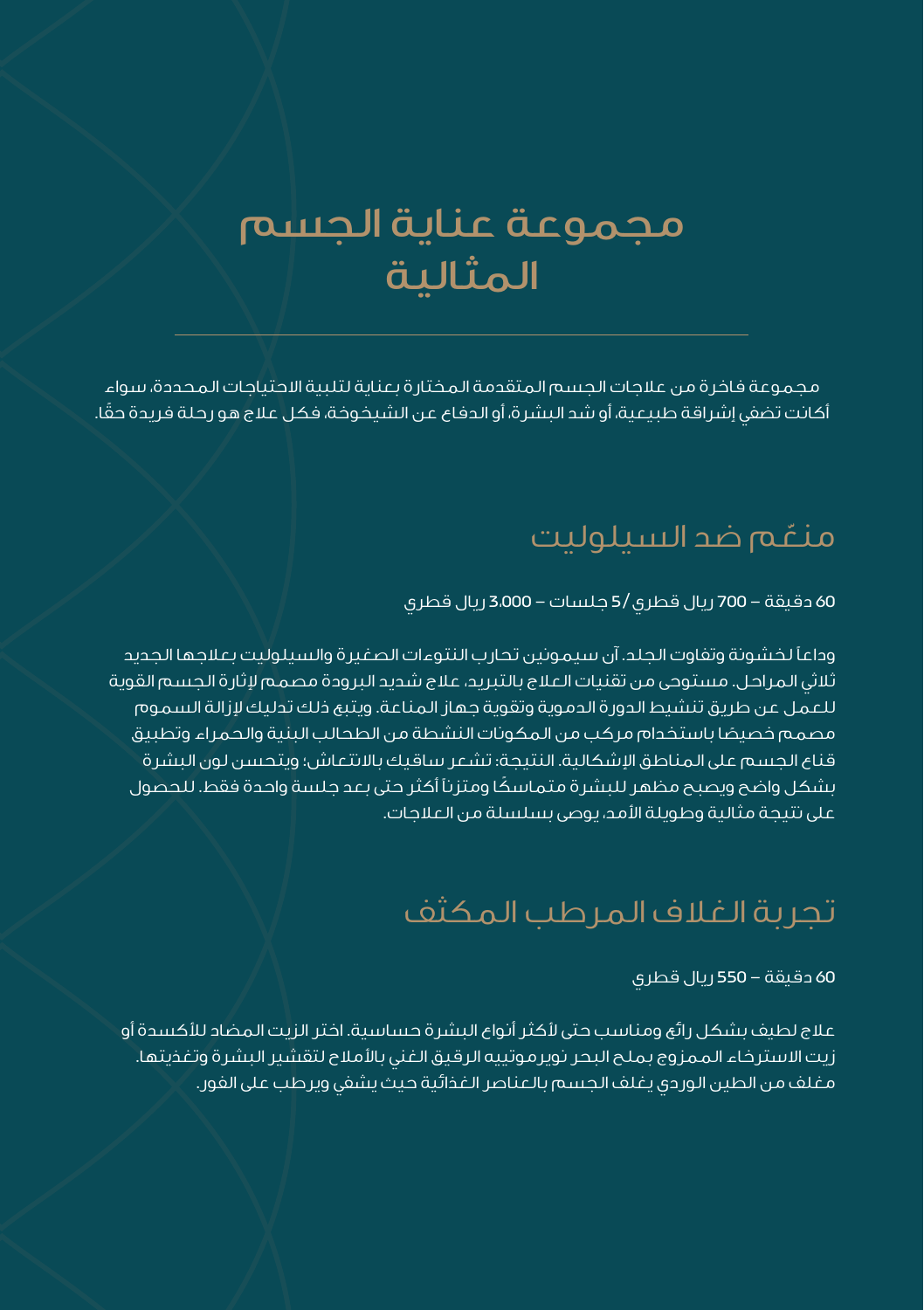# مجموعة عناية الجسم المثالية

مجموعة فاخرة من علاجات الجسم المتقدمة المختارة بعناية لتلبية الاحتياجات المحددة، سواء أكانت تضفي إشراقة طبيعية، أو شد البشرة، أو الدفاع عن الشيخوخة، فكل علاج هو رحلة فريدة حقًا.

## منعّم ضد السيلوليت

60 دقيقة – 700 ريال قطري / 5 جلسات – 3,000 ريال قطري

وداعاً لخشونة وتفاوت الجلد. آن سيمونين تحارب النتوءات الصغيرة والسيلوليت بعلاجها الجديد ثلاثي المراحل. مستوحى من تقنيات العلاج بالتبريد، علاج شديد البرودة مصمم لإثارة الجسم القوية للعمل عن طريق تنشيط الدورة الدموية وتقوية جهاز المناعة. ويتبع ذلك تدليك لإزالة السموم مصمم خصيصًا باستخدام مركب من المكونات النشطة من الطحالب البنية والحمراء وتطبيق قناع الجسم على المناطق الإشكالية. النتيجة: تشعر ساقيك بالانتعاش؛ ويتحسن لون البشرة بشكل واضح ويصبح مظهر للبشرة متماسكًا ومتزناً أكثر حتى بعد جلسة واحدة فقط. للحصول على نتيجة مثالية وطويلة الأمد، يوصى بسلسلة من العلاجات.

## تجربة الغلاف المرطب المكثف

60 دقيقة – 550 ريال قطري

علاج لطيف بشكل رائع ومناسب حتى لأكثر أنواع البشرة حساسية. اختر الزيت المضاد للأكسدة أو زيت الاسترخاء الممزوج بملح البحر نويرموتييه الرقيق الغني بالأملاح لتقشير البشرة وتغذيتها. مغلف من الطين الوردي يغلف الجسم بالعناصر الغذائية حيث يشفي ويرطب على الفور.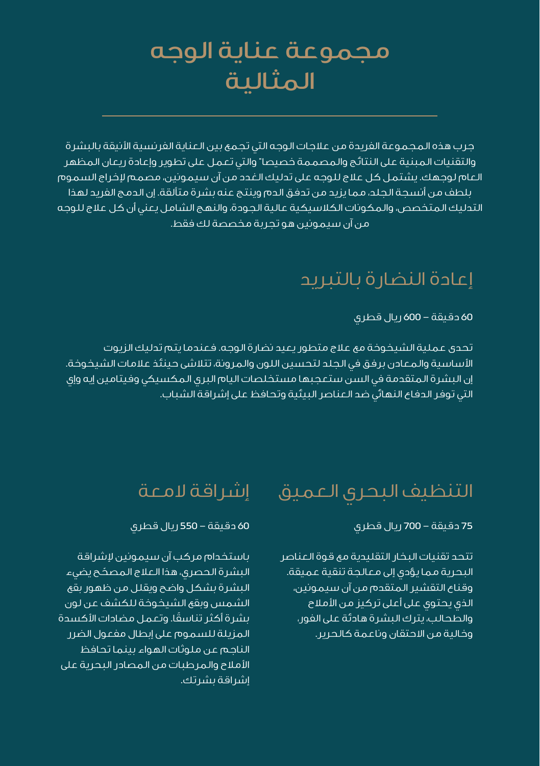# مجموعة عناية الوجه المثالية

---

جرب هذه المجموعة الفريدة من علاجات الوجه التي تجمع بين العناية الفرنسية الأنيقة بالبشرة والتقنيات المبنية على النتائج والمصممة خصيصا" والتي تعمل على تطوير وإعادة ريعان المظهر العام لوجهك. يشتمل كل علاج للوجه على تدليك الغدد من آن سيمونين، مصمم لإخراج السموم بلطف من أنسجة الجلد، مما يزيد من تدفق الدم وينتج عنه بشرة متألقة. إن الدمج الفريد لهذا التدليك المتخصص، والمكونات الكلاسيكية عالية الجودة، والنهج الشامل يعني أن كل علاج للوجه من آن سيمونين هو تجربة مخصصة لك فقط.

## إعادة النضارة بالتبريد

60 دقيقة – 600 ريال قطري

تحدى عملية الشيخوخة مع علاج متطور يعيد نضارة الوجه. فعندما يتم تدليك الزيوت الأساسية والمعادن برفق في الجلد لتحسين اللون والمرونة، تتلاشى حينئذ علامات الشيخوخة. إن البشرة المتقدمة في السن ستعجبها مستخلصات اليام البري المكسيكي وفيتامين إيه وإي التي توفر الدفاع النهائي ضد العناصر البيئية وتحافظ على إشراقة الشباب.

## التنظيف البحري العميق

75 دقيقة – 700 ريال قطري

تتحد تقنيات البخار التقليدية مع قوة العناصر البحرية مما يؤدي إلى معالجة تنقية عميقة. وقناع التقشير المتقدم من آن سيمونين، الذي يحتوي على أعلى تركيز من الأملاح والطحالب، يترك البشرة هادئة على الفور، وخالية من الاحتقان وناعمة كالحرير.

## إشراقة لامعة

60 دقيقة – 550 ريال قطري

باستخدام مركب آن سيمونين لإشراقة البشرة الحصري، هذا العلاج المصحّح يضيء البشرة بشكل واضح ويقلل من ظهور بقع الشمس وبقع الشيخوخة للكشف عن لون بشرة أكثر تناسقًا. وتعمل مضادات الأكسدة المزيلة للسموم على إبطال مفعول الضرر الناجم عن ملوثات الهواء بينما تحافظ الأملاح والمرطبات من المصادر البحرية على إشراقة بشرتك.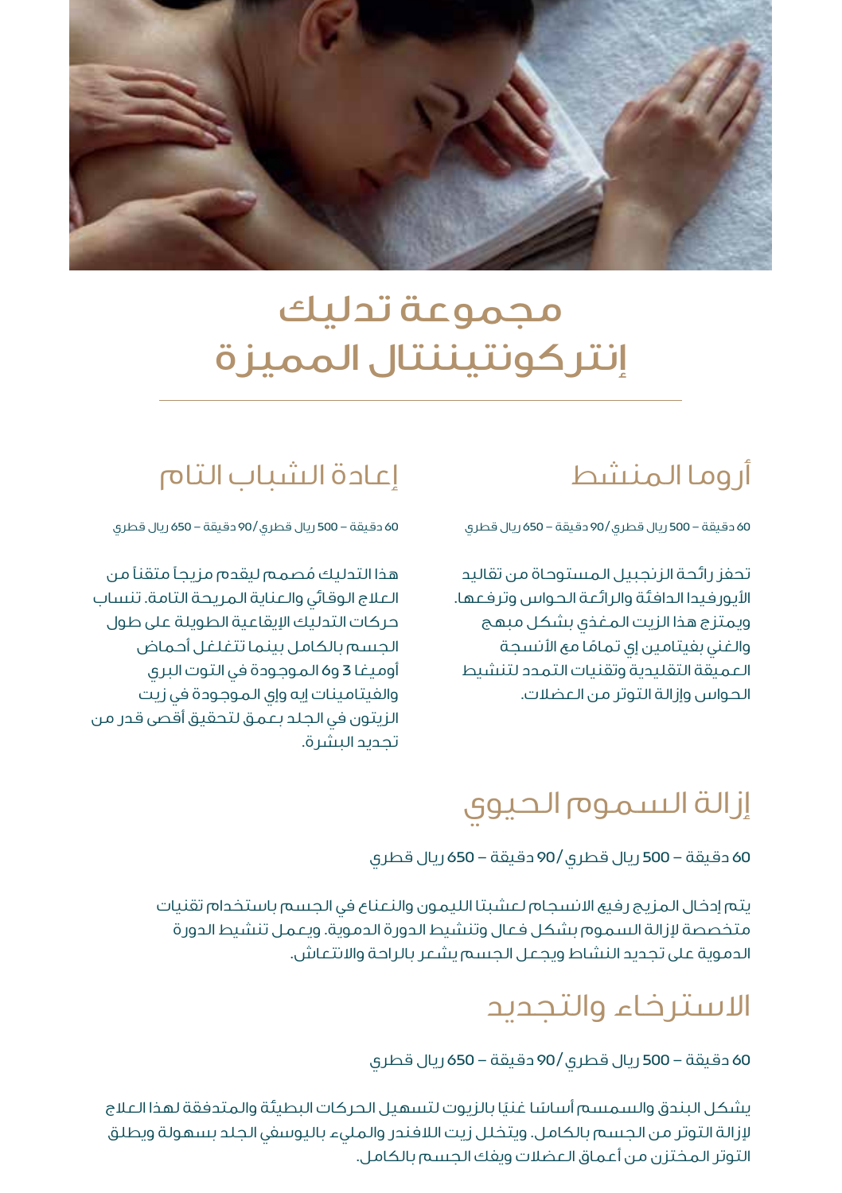# مجموعة تدليك إنتركونتيننتال المميزة

## أروما المنشط

60 دقيقة – 500 ريال قطري/90 دقيقة – 650 ريال قطري

تحفز رائحة الزنجبيل المستوحاة من تقاليد الأيورفيدا الدافئة والرائعة الحواس وترفعها. ويمتزج هذا الزيت المغذي بشكل مبهج والغني بفيتامين إي تمامًا مع الأنسجة العميقة التقليدية وتقنيات التمدد لتنشيط الحواس وإزالة التوتر من العضلات.

## إعادة الشباب التام

60 دقيقة – 500 ريال قطري/90 دقيقة – 650 ريال قطري

هذا التدليك مُصمم ليقدم مزيجاً متقناً من العلاج الوقائي والعناية المريحة التامة. تنساب حركات التدليك الإيقاعية الطويلة على طول الجسم بالكامل بينما تتغلغل أحماض أوميغا 3 و6 الموجودة في التوت البري والفيتامينات إيه وإي الموجودة في زيت الزيتون في الجلد بعمق لتحقيق أقصى قدر من تجديد البشرة.

## إزالة السموم الحيوي

60 دقيقة – 500 ريال قطري/90 دقيقة – 650 ريال قطري

يتم إدخال المزيج رفيع الانسجام لعشبتا الليمون والنعناع في الجسم باستخدام تقنيات متخصصة لإزالة السموم بشكل فعال وتنشيط الدورة الدموية. ويعمل تنشيط الدورة الدموية على تجديد النشاط ويجعل الجسم يشعر بالراحة والانتعاش.

## الاسترخاء والتجديد

60 دقيقة – 500 ريال قطري/90 دقيقة – 650 ريال قطري

يشكل البندق والسمسم أساسا غنيًا بالزيوت لتسهيل الحركات البطيئة والمتدفقة لهذا العلاج لإزالة التوتر من الجسم بالكامل. ويتخلل زيت اللافندر والمليء باليوسفي الجلد بسهولة ويطلق التوتر المختزن من أعماق العضلات ويفك الجسم بالكامل.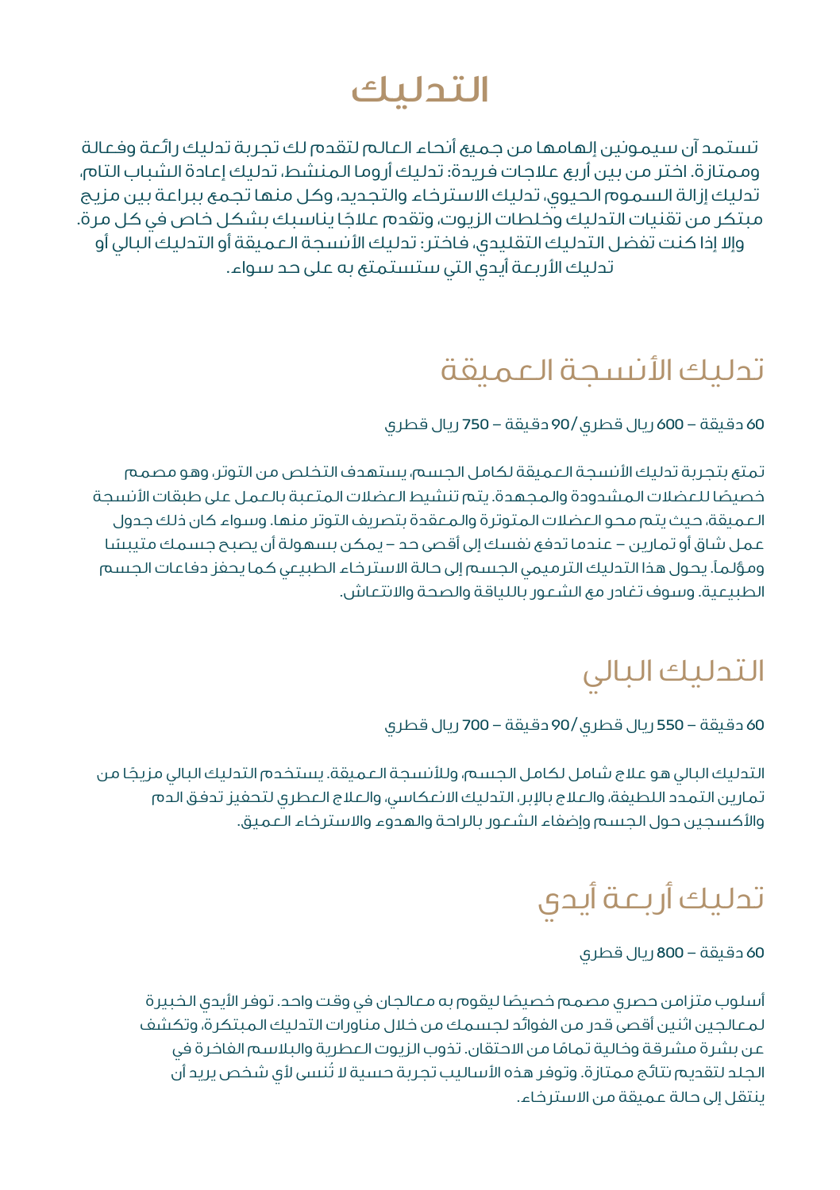# التدليك

تستمد آن سيمونين إلهامها من جميع أنحاء العالم لتقدم لك تجربة تدليك رائعة وفعالة وممتازة. اختر من بين أربع علاجات فريدة: تدليك أروما المنشط، تدليك إعادة الشباب التام، تدليك إزالة السموم الحيوي، تدليك الاسترخاء والتجديد، وكل منها تجمع ببراعة بين مزيج مبتكر من تقنيات التدليك وخلطات الزيوت، وتقدم علاجًا يناسبك بشكل خاص في كل مرة. وإلا إذا كنت تفضل التدليك التقليدي، فاختر: تدليك الأنسجة العميقة أو التدليك البالي أو تدليك الأربعة أيدي التي ستستمتع به على حد سواء.

## تدليك الأنسجة العميقة

60 دقيقة – 600 ريال قطري / 90 دقيقة – 750 ريال قطري

تمتع بتجربة تدليك الأنسجة العميقة لكامل الجسم، يستهدف التخلص من التوتر، وهو مصمم خصيصًا للعضلات المشدودة والمجهدة. يتم تنشيط العضلات المتعبة بالعمل على طبقات الأنسجة العميقة، حيث يتم محو العضلات المتوترة والمعقدة بتصريف التوتر منها. وسواء كان ذلك جدول عمل شاق أو تمارين – عندما تدفع نفسك إلى أقصى حد – يمكن بسهولة أن يصبح جسمك متيبسًا ومؤلماً. يحول هذا التدليك الترميمي الجسم إلى حالة الاسترخاء الطبيعي كما يحفز دفاعات الجسم الطبيعية. وسوف تغادر مع الشعور باللياقة والصحة والانتعاش.

## التدليك البالي

60 دقيقة – 550 ريال قطري / 90 دقيقة – 700 ريال قطري

التدليك البالي هو علاج شامل لكامل الجسم، وللأنسجة العميقة. يستخدم التدليك البالي مزيجًا من تمارين التمدد اللطيفة، والعلاج بالإبر، التدليك الانعكاسي، والعلاج العطري لتحفيز تدفق الدم والأكسجين حول الجسم وإضفاء الشعور بالراحة والهدوء والاسترخاء العميق.

## تدليك أربعة أيدي

60 دقيقة – 800 ريال قطري

أسلوب متزامن حصري مصمم خصيصًا ليقوم به معالجان في وقت واحد. توفر الأيدي الخبيرة لمعالجين اثنين أقصى قدر من الفوائد لجسمك من خلال مناورات التدليك المبتكرة، وتكشف عن بشرة مشرقة وخالية تمامًا من الاحتقان. تذوب الزيوت العطرية والبلاسم الفاخرة في الجلد لتقديم نتائج ممتازة. وتوفر هذه الأساليب تجربة حسية لا تُنسى لأي شخص يريد أن ينتقل إلى حالة عميقة من الاسترخاء.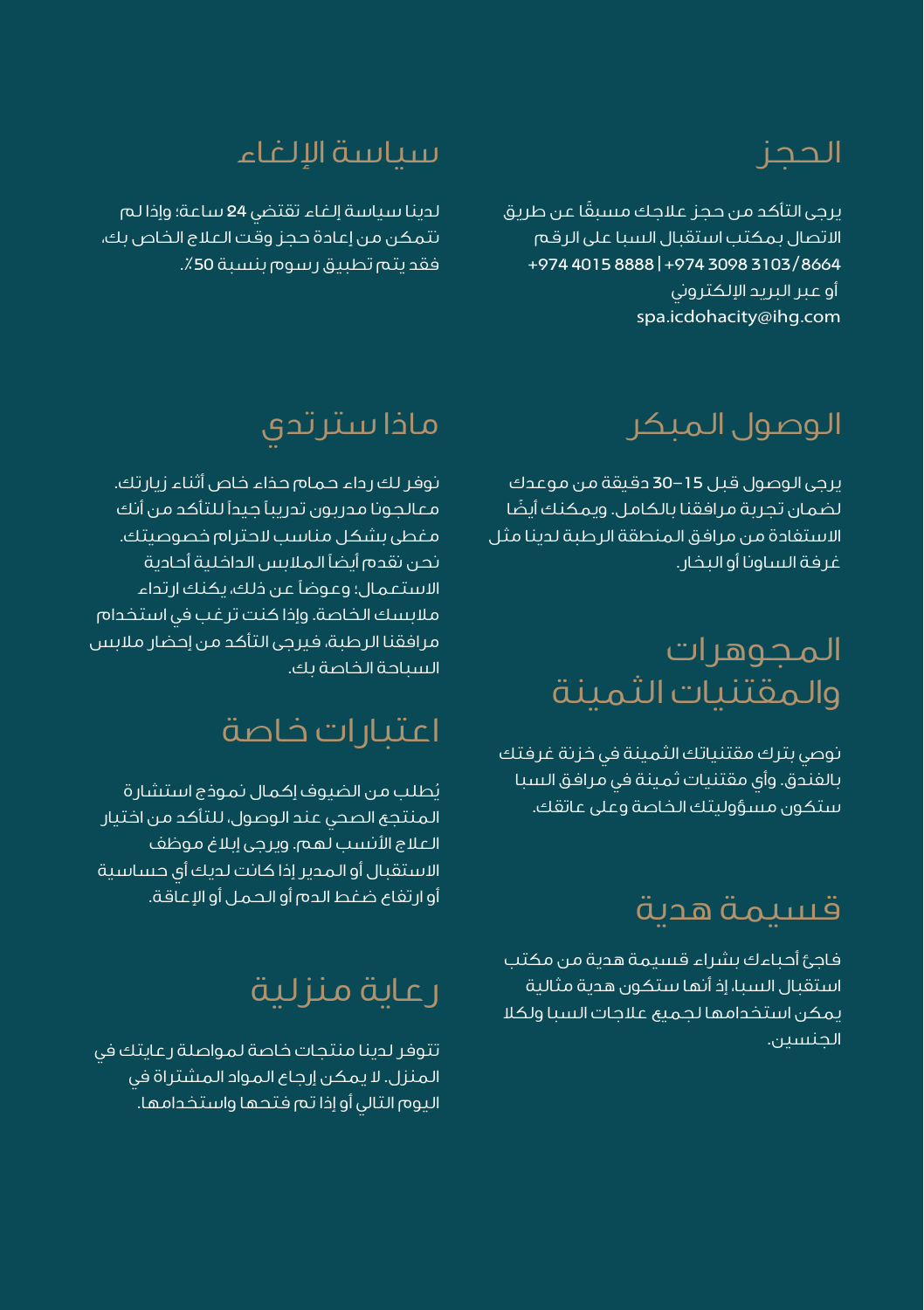## الحجز

يرجى التأكد من حجز علاجك مسبقًا عن طريق الاتصال بمكتب استقبال السبا على الرقم +974 3098 3103/8664 | +974 4015 8888
أو عبر البريد الإلكتروني
spa.icdohacity@ihg.com

## الوصول المبكر

يرجى الوصول قبل 15–30 دقيقة من موعدك لضمان تجربة مرافقنا بالكامل. ويمكنك أيضًا الاستفادة من مرافق المنطقة الرطبة لدينا مثل غرفة الساونا أو البخار.

## المجوهرات والمقتنيات الثمينة

نوصي بترك مقتنياتك الثمينة في خزنة غرفتك بالفندق. وأي مقتنيات ثمينة في مرافق السبا ستكون مسؤوليتك الخاصة وعلى عاتقك.

## قسيمة هدية

فاجئ أحباءك بشراء قسيمة هدية من مكتب استقبال السبا، إذ أنها ستكون هدية مثالية يمكن استخدامها لجميع علاجات السبا ولكلا الجنسين.

## سياسة الإلغاء

لدينا سياسة إلغاء تقتضي 24 ساعة؛ وإذا لم تتمكن من إعادة حجز وقت العلاج الخاص بك، فقد يتم تطبيق رسوم بنسبة 50٪.

## ماذا سترتدي

نوفر لك رداء حمام حذاء خاص أثناء زيارتك. معالجونا مدربون تدريباً جيداً للتأكد من أنك مغطى بشكل مناسب لاحترام خصوصيتك. نحن نقدم أيضاً الملابس الداخلية أحادية الاستعمال؛ وعوضاً عن ذلك، يكنك ارتداء ملابسك الخاصة. وإذا كنت ترغب في استخدام مرافقنا الرطبة، فيرجى التأكد من إحضار ملابس السباحة الخاصة بك.

## اعتبارات خاصة

يُطلب من الضيوف إكمال نموذج استشارة المنتجع الصحي عند الوصول، للتأكد من اختيار العلاج الأنسب لهم. ويرجى إبلاغ موظف الاستقبال أو المدير إذا كانت لديك أي حساسية أو ارتفاع ضغط الدم أو الحمل أو الإعاقة.

## رعاية منزلية

تتوفر لدينا منتجات خاصة لمواصلة رعايتك في المنزل. لا يمكن إرجاع المواد المشتراة في اليوم التالي أو إذا تم فتحها واستخدامها.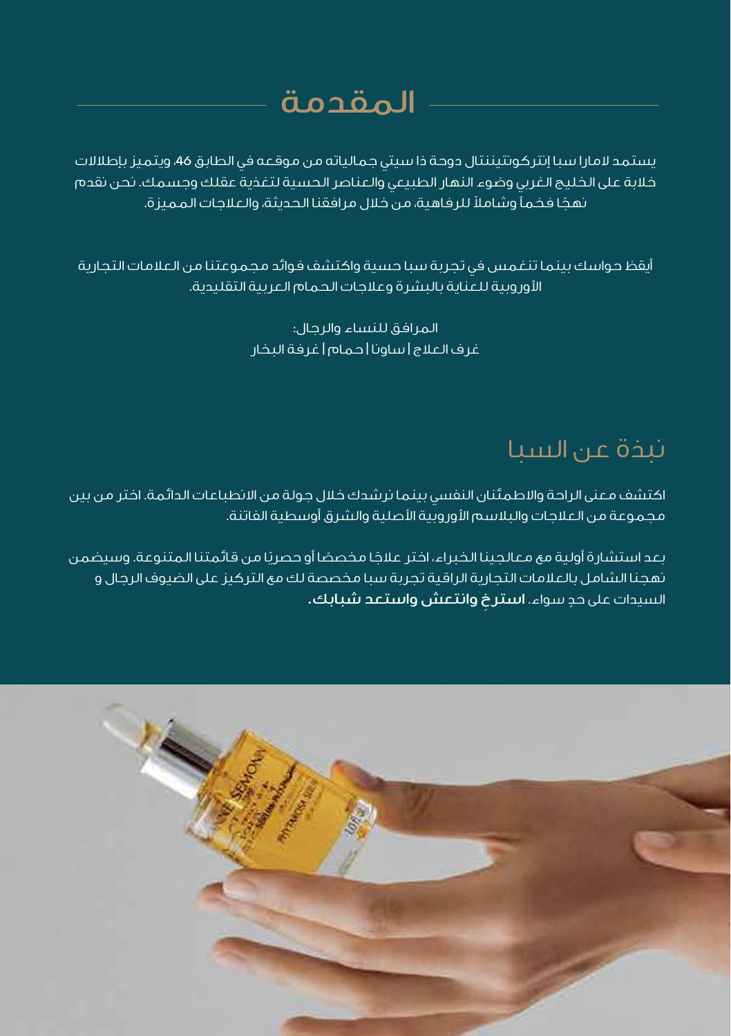## المقدمة

يستمد لامارا سبا إنتركونتيننتال دوحة ذا سيتي جمالياته من موقعه في الطابق 46، ويتميز بإطلالات خلابة على الخليج الغربي وضوء النهار الطبيعي والعناصر الحسية لتغذية عقلك وجسمك. نحن نقدم نهجًا فخماً وشاملاً للرفاهية، من خلال مرافقنا الحديثة، والعلاجات المميزة.

أيقظ حواسك بينما تنغمس في تجربة سبا حسية واكتشف فوائد مجموعتنا من العلامات التجارية الأوروبية للعناية بالبشرة وعلاجات الحمام العربية التقليدية.

المرافق للنساء والرجال:
غرف العلاج | ساونا | حمام | غرفة البخار

## نبذة عن السبا

اكتشف معنى الراحة والاطمئنان النفسي بينما نرشدك خلال جولة من الانطباعات الدائمة. اختر من بين مجموعة من العلاجات والبلاسم الأوروبية الأصلية والشرق أوسطية الفاتنة.

بعد استشارة أولية مع معالجينا الخبراء، اختر علاجًا مخصصًا أو حصريًا من قائمتنا المتنوعة. وسيضمن نهجنا الشامل بالعلامات التجارية الراقية تجربة سبا مخصصة لك مع التركيز على الضيوف الرجال و السيدات على حدٍ سواء. **استرخِ وانتعش واستعد شبابك.**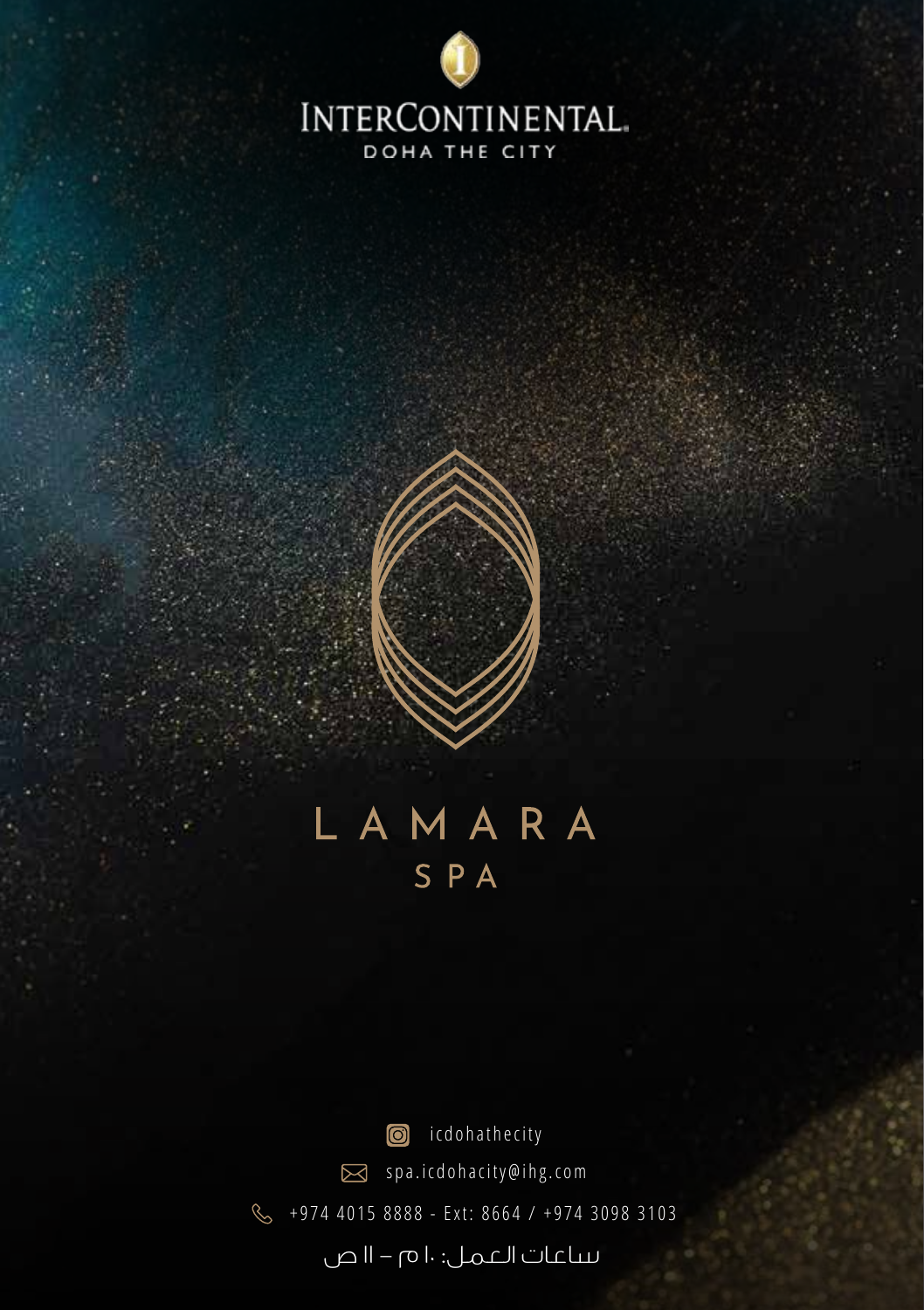INTERCONTINENTAL
DOHA THE CITY

# LAMARA
## SPA

icdohathecity

spa.icdohacity@ihg.com

+974 4015 8888 - Ext: 8664 / +974 3098 3103

ساعات العمل: ١٠م – ١١ص